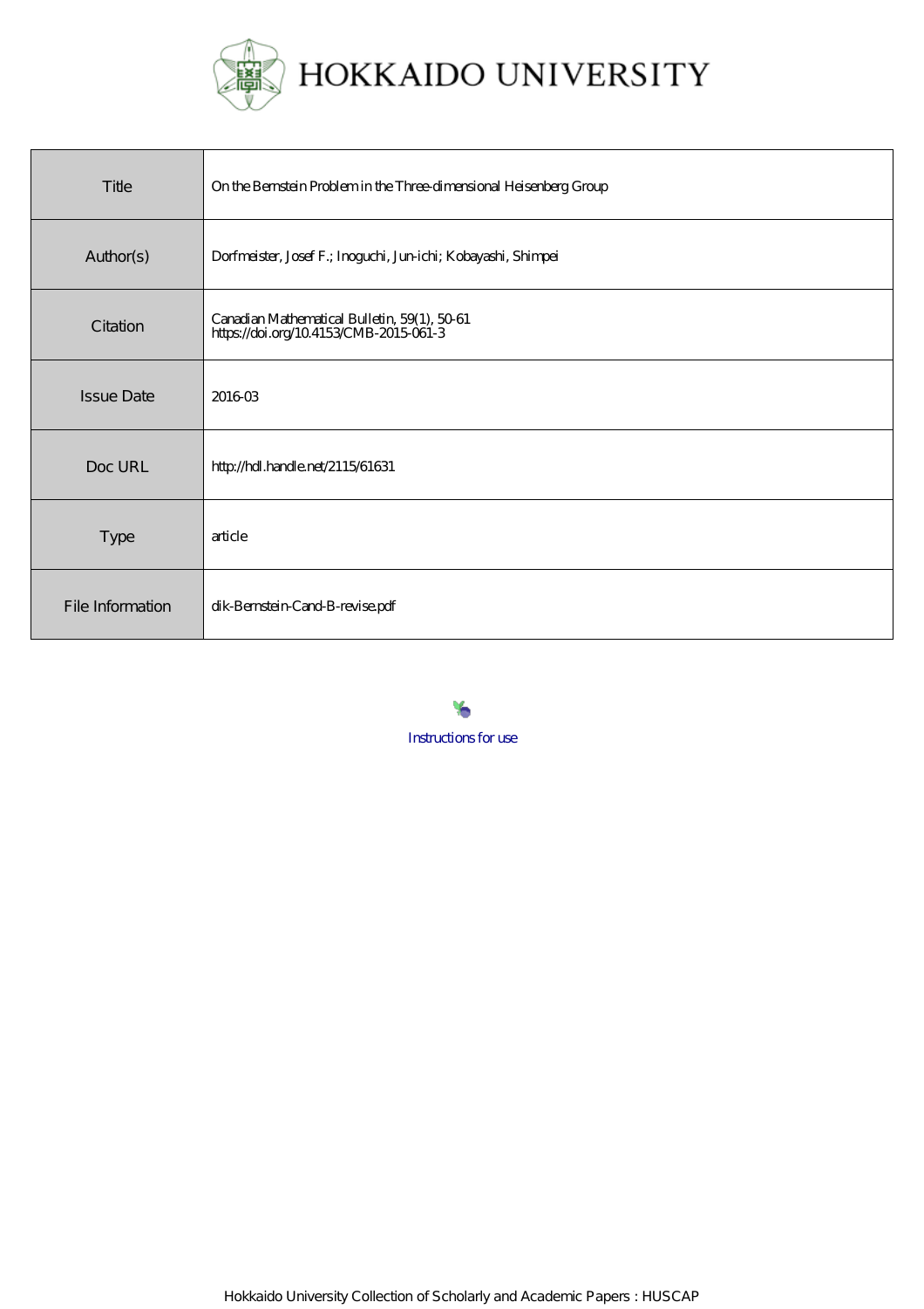# HOKKAIDO UNIVERSITY

| | |
|---|---|
| Title | On the Bernstein Problem in the Three-dimensional Heisenberg Group |
| Author(s) | Dorfmeister, Josef F.; Inoguchi, Jun-ichi; Kobayashi, Shimpei |
| Citation | Canadian Mathematical Bulletin, 59(1), 50-61<br>https://doi.org/10.4153/CMB-2015-061-3 |
| Issue Date | 2016-03 |
| Doc URL | http://hdl.handle.net/2115/61631 |
| Type | article |
| File Information | dik-Bernstein-Cand-B-revise.pdf |

Instructions for use

Hokkaido University Collection of Scholarly and Academic Papers : HUSCAP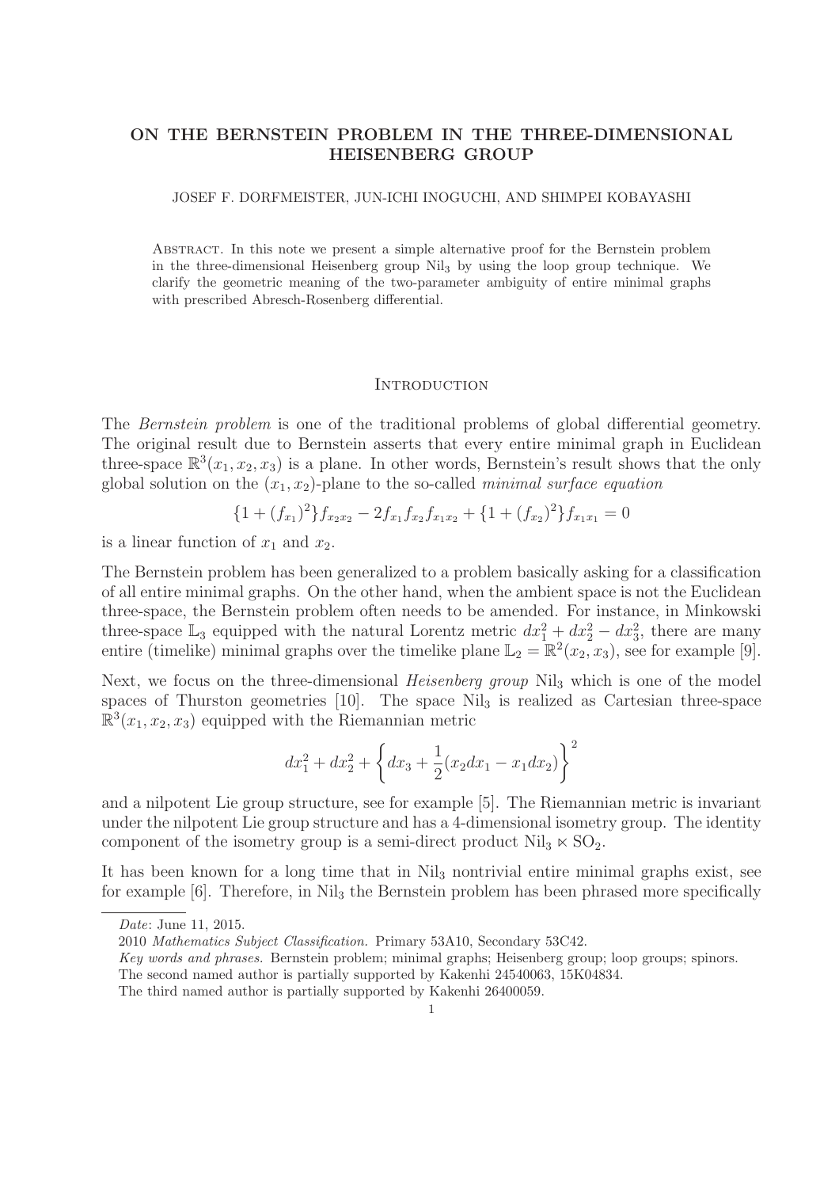# ON THE BERNSTEIN PROBLEM IN THE THREE-DIMENSIONAL HEISENBERG GROUP

JOSEF F. DORFMEISTER, JUN-ICHI INOGUCHI, AND SHIMPEI KOBAYASHI

Abstract. In this note we present a simple alternative proof for the Bernstein problem in the three-dimensional Heisenberg group $\mathrm{Nil}_3$ by using the loop group technique. We clarify the geometric meaning of the two-parameter ambiguity of entire minimal graphs with prescribed Abresch-Rosenberg differential.

## Introduction

The *Bernstein problem* is one of the traditional problems of global differential geometry. The original result due to Bernstein asserts that every entire minimal graph in Euclidean three-space $\mathbb{R}^3(x_1, x_2, x_3)$ is a plane. In other words, Bernstein's result shows that the only global solution on the $(x_1, x_2)$-plane to the so-called *minimal surface equation*

$$\{1 + (f_{x_1})^2\} f_{x_2 x_2} - 2 f_{x_1} f_{x_2} f_{x_1 x_2} + \{1 + (f_{x_2})^2\} f_{x_1 x_1} = 0$$

is a linear function of $x_1$ and $x_2$.

The Bernstein problem has been generalized to a problem basically asking for a classification of all entire minimal graphs. On the other hand, when the ambient space is not the Euclidean three-space, the Bernstein problem often needs to be amended. For instance, in Minkowski three-space $\mathbb{L}_3$ equipped with the natural Lorentz metric $dx_1^2 + dx_2^2 - dx_3^2$, there are many entire (timelike) minimal graphs over the timelike plane $\mathbb{L}_2 = \mathbb{R}^2(x_2, x_3)$, see for example [9].

Next, we focus on the three-dimensional *Heisenberg group* $\mathrm{Nil}_3$ which is one of the model spaces of Thurston geometries [10]. The space $\mathrm{Nil}_3$ is realized as Cartesian three-space $\mathbb{R}^3(x_1, x_2, x_3)$ equipped with the Riemannian metric

$$dx_1^2 + dx_2^2 + \left\{ dx_3 + \frac{1}{2}(x_2 dx_1 - x_1 dx_2) \right\}^2$$

and a nilpotent Lie group structure, see for example [5]. The Riemannian metric is invariant under the nilpotent Lie group structure and has a 4-dimensional isometry group. The identity component of the isometry group is a semi-direct product $\mathrm{Nil}_3 \ltimes \mathrm{SO}_2$.

It has been known for a long time that in $\mathrm{Nil}_3$ nontrivial entire minimal graphs exist, see for example [6]. Therefore, in $\mathrm{Nil}_3$ the Bernstein problem has been phrased more specifically

*Date*: June 11, 2015.

2010 *Mathematics Subject Classification.* Primary 53A10, Secondary 53C42.

*Key words and phrases.* Bernstein problem; minimal graphs; Heisenberg group; loop groups; spinors.

The second named author is partially supported by Kakenhi 24540063, 15K04834.

The third named author is partially supported by Kakenhi 26400059.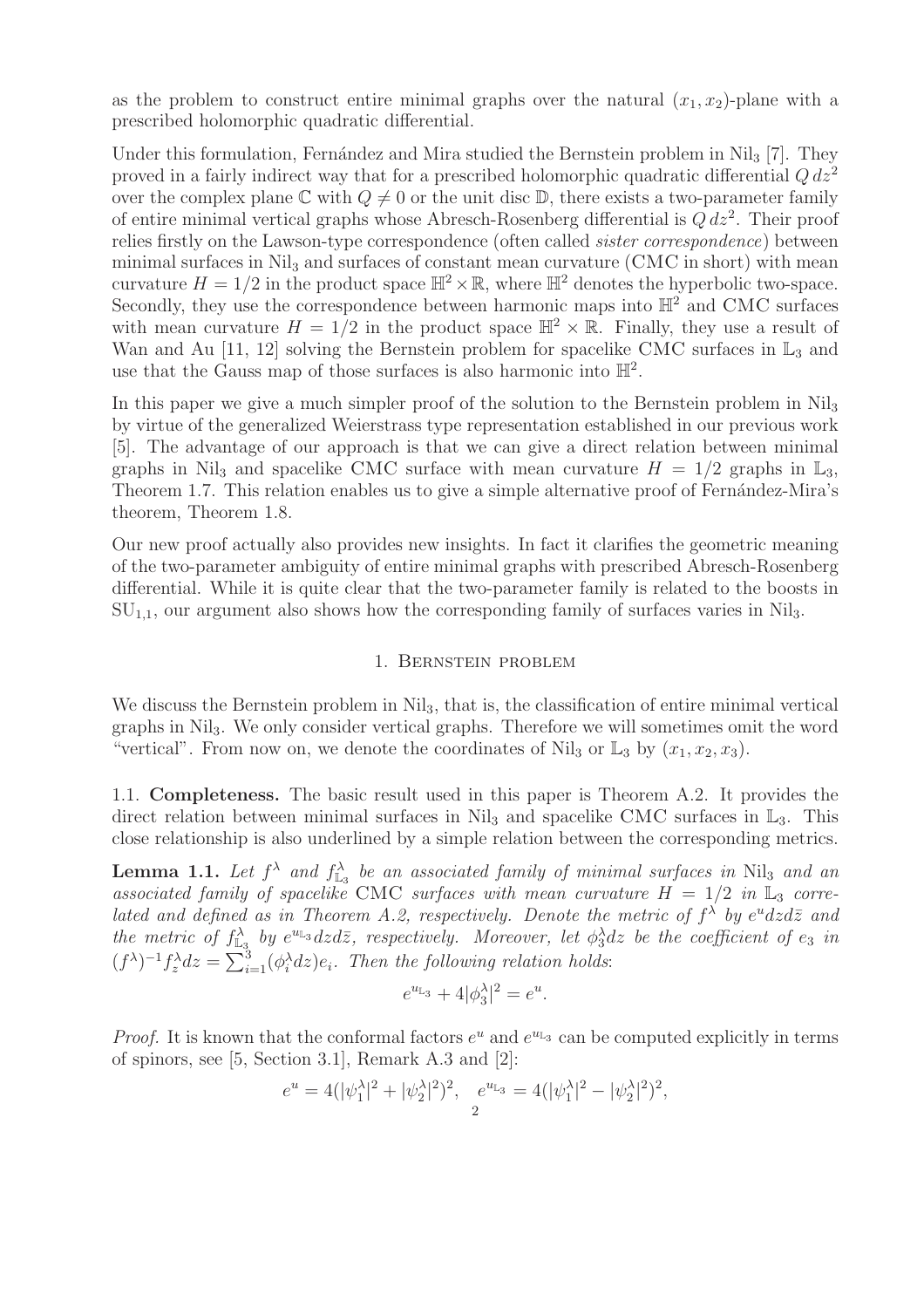as the problem to construct entire minimal graphs over the natural $(x_1, x_2)$-plane with a prescribed holomorphic quadratic differential.

Under this formulation, Fernández and Mira studied the Bernstein problem in $\mathrm{Nil}_3$ [7]. They proved in a fairly indirect way that for a prescribed holomorphic quadratic differential $Q\,dz^2$ over the complex plane $\mathbb{C}$ with $Q \neq 0$ or the unit disc $\mathbb{D}$, there exists a two-parameter family of entire minimal vertical graphs whose Abresch-Rosenberg differential is $Q\,dz^2$. Their proof relies firstly on the Lawson-type correspondence (often called *sister correspondence*) between minimal surfaces in $\mathrm{Nil}_3$ and surfaces of constant mean curvature (CMC in short) with mean curvature $H = 1/2$ in the product space $\mathbb{H}^2 \times \mathbb{R}$, where $\mathbb{H}^2$ denotes the hyperbolic two-space. Secondly, they use the correspondence between harmonic maps into $\mathbb{H}^2$ and CMC surfaces with mean curvature $H = 1/2$ in the product space $\mathbb{H}^2 \times \mathbb{R}$. Finally, they use a result of Wan and Au [11, 12] solving the Bernstein problem for spacelike CMC surfaces in $\mathbb{L}_3$ and use that the Gauss map of those surfaces is also harmonic into $\mathbb{H}^2$.

In this paper we give a much simpler proof of the solution to the Bernstein problem in $\mathrm{Nil}_3$ by virtue of the generalized Weierstrass type representation established in our previous work [5]. The advantage of our approach is that we can give a direct relation between minimal graphs in $\mathrm{Nil}_3$ and spacelike CMC surface with mean curvature $H = 1/2$ graphs in $\mathbb{L}_3$, Theorem 1.7. This relation enables us to give a simple alternative proof of Fernández-Mira's theorem, Theorem 1.8.

Our new proof actually also provides new insights. In fact it clarifies the geometric meaning of the two-parameter ambiguity of entire minimal graphs with prescribed Abresch-Rosenberg differential. While it is quite clear that the two-parameter family is related to the boosts in $\mathrm{SU}_{1,1}$, our argument also shows how the corresponding family of surfaces varies in $\mathrm{Nil}_3$.

## 1. Bernstein problem

We discuss the Bernstein problem in $\mathrm{Nil}_3$, that is, the classification of entire minimal vertical graphs in $\mathrm{Nil}_3$. We only consider vertical graphs. Therefore we will sometimes omit the word "vertical". From now on, we denote the coordinates of $\mathrm{Nil}_3$ or $\mathbb{L}_3$ by $(x_1, x_2, x_3)$.

1.1. **Completeness.** The basic result used in this paper is Theorem A.2. It provides the direct relation between minimal surfaces in $\mathrm{Nil}_3$ and spacelike CMC surfaces in $\mathbb{L}_3$. This close relationship is also underlined by a simple relation between the corresponding metrics.

**Lemma 1.1.** *Let $f^\lambda$ and $f^\lambda_{\mathbb{L}_3}$ be an associated family of minimal surfaces in $\mathrm{Nil}_3$ and an associated family of spacelike CMC surfaces with mean curvature $H = 1/2$ in $\mathbb{L}_3$ correlated and defined as in Theorem A.2, respectively. Denote the metric of $f^\lambda$ by $e^u dz d\bar{z}$ and the metric of $f^\lambda_{\mathbb{L}_3}$ by $e^{u_{\mathbb{L}_3}} dz d\bar{z}$, respectively. Moreover, let $\phi_3^\lambda dz$ be the coefficient of $e_3$ in $(f^\lambda)^{-1} f_z^\lambda dz = \sum_{i=1}^3 (\phi_i^\lambda dz) e_i$. Then the following relation holds*:

$$e^{u_{\mathbb{L}_3}} + 4|\phi_3^\lambda|^2 = e^u.$$

*Proof.* It is known that the conformal factors $e^u$ and $e^{u_{\mathbb{L}_3}}$ can be computed explicitly in terms of spinors, see [5, Section 3.1], Remark A.3 and [2]:

$$e^u = 4(|\psi_1^\lambda|^2 + |\psi_2^\lambda|^2)^2, \quad e^{u_{\mathbb{L}_3}} = 4(|\psi_1^\lambda|^2 - |\psi_2^\lambda|^2)^2,$$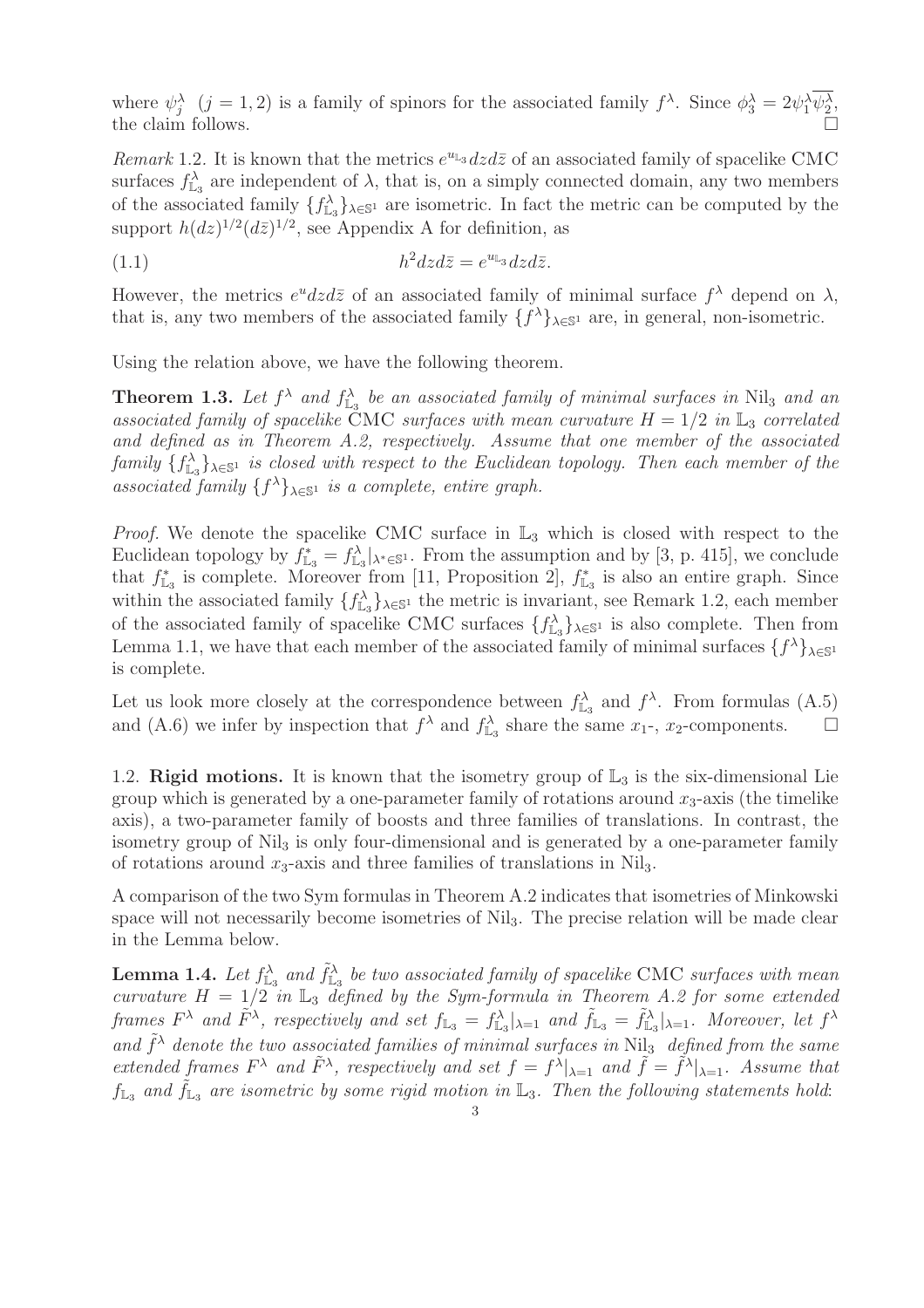where $\psi_j^\lambda$ $(j = 1, 2)$ is a family of spinors for the associated family $f^\lambda$. Since $\phi_3^\lambda = 2\psi_1^\lambda \overline{\psi_2^\lambda}$, the claim follows. □

*Remark* 1.2. It is known that the metrics $e^{u_{\mathbb{L}_3}} dz d\bar{z}$ of an associated family of spacelike CMC surfaces $f_{\mathbb{L}_3}^\lambda$ are independent of $\lambda$, that is, on a simply connected domain, any two members of the associated family $\{f_{\mathbb{L}_3}^\lambda\}_{\lambda \in \mathbb{S}^1}$ are isometric. In fact the metric can be computed by the support $h(dz)^{1/2}(d\bar{z})^{1/2}$, see Appendix A for definition, as

$$h^2 dz d\bar{z} = e^{u_{\mathbb{L}_3}} dz d\bar{z}. \tag{1.1}$$

However, the metrics $e^u dz d\bar{z}$ of an associated family of minimal surface $f^\lambda$ depend on $\lambda$, that is, any two members of the associated family $\{f^\lambda\}_{\lambda \in \mathbb{S}^1}$ are, in general, non-isometric.

Using the relation above, we have the following theorem.

**Theorem 1.3.** *Let $f^\lambda$ and $f_{\mathbb{L}_3}^\lambda$ be an associated family of minimal surfaces in* $\mathrm{Nil}_3$ *and an associated family of spacelike* CMC *surfaces with mean curvature $H = 1/2$ in $\mathbb{L}_3$ correlated and defined as in Theorem A.2, respectively. Assume that one member of the associated family $\{f_{\mathbb{L}_3}^\lambda\}_{\lambda \in \mathbb{S}^1}$ is closed with respect to the Euclidean topology. Then each member of the associated family $\{f^\lambda\}_{\lambda \in \mathbb{S}^1}$ is a complete, entire graph.*

*Proof.* We denote the spacelike CMC surface in $\mathbb{L}_3$ which is closed with respect to the Euclidean topology by $f_{\mathbb{L}_3}^* = f_{\mathbb{L}_3}^\lambda|_{\lambda^* \in \mathbb{S}^1}$. From the assumption and by [3, p. 415], we conclude that $f_{\mathbb{L}_3}^*$ is complete. Moreover from [11, Proposition 2], $f_{\mathbb{L}_3}^*$ is also an entire graph. Since within the associated family $\{f_{\mathbb{L}_3}^\lambda\}_{\lambda \in \mathbb{S}^1}$ the metric is invariant, see Remark 1.2, each member of the associated family of spacelike CMC surfaces $\{f_{\mathbb{L}_3}^\lambda\}_{\lambda \in \mathbb{S}^1}$ is also complete. Then from Lemma 1.1, we have that each member of the associated family of minimal surfaces $\{f^\lambda\}_{\lambda \in \mathbb{S}^1}$ is complete.

Let us look more closely at the correspondence between $f_{\mathbb{L}_3}^\lambda$ and $f^\lambda$. From formulas (A.5) and (A.6) we infer by inspection that $f^\lambda$ and $f_{\mathbb{L}_3}^\lambda$ share the same $x_1$-, $x_2$-components. □

1.2. **Rigid motions.** It is known that the isometry group of $\mathbb{L}_3$ is the six-dimensional Lie group which is generated by a one-parameter family of rotations around $x_3$-axis (the timelike axis), a two-parameter family of boosts and three families of translations. In contrast, the isometry group of $\mathrm{Nil}_3$ is only four-dimensional and is generated by a one-parameter family of rotations around $x_3$-axis and three families of translations in $\mathrm{Nil}_3$.

A comparison of the two Sym formulas in Theorem A.2 indicates that isometries of Minkowski space will not necessarily become isometries of $\mathrm{Nil}_3$. The precise relation will be made clear in the Lemma below.

**Lemma 1.4.** *Let $f_{\mathbb{L}_3}^\lambda$ and $\tilde{f}_{\mathbb{L}_3}^\lambda$ be two associated family of spacelike* CMC *surfaces with mean curvature $H = 1/2$ in $\mathbb{L}_3$ defined by the Sym-formula in Theorem A.2 for some extended frames $F^\lambda$ and $\tilde{F}^\lambda$, respectively and set $f_{\mathbb{L}_3} = f_{\mathbb{L}_3}^\lambda|_{\lambda=1}$ and $\tilde{f}_{\mathbb{L}_3} = \tilde{f}_{\mathbb{L}_3}^\lambda|_{\lambda=1}$. Moreover, let $f^\lambda$ and $\tilde{f}^\lambda$ denote the two associated families of minimal surfaces in* $\mathrm{Nil}_3$ *defined from the same extended frames $F^\lambda$ and $\tilde{F}^\lambda$, respectively and set $f = f^\lambda|_{\lambda=1}$ and $\tilde{f} = \tilde{f}^\lambda|_{\lambda=1}$. Assume that $f_{\mathbb{L}_3}$ and $\tilde{f}_{\mathbb{L}_3}$ are isometric by some rigid motion in $\mathbb{L}_3$. Then the following statements hold:*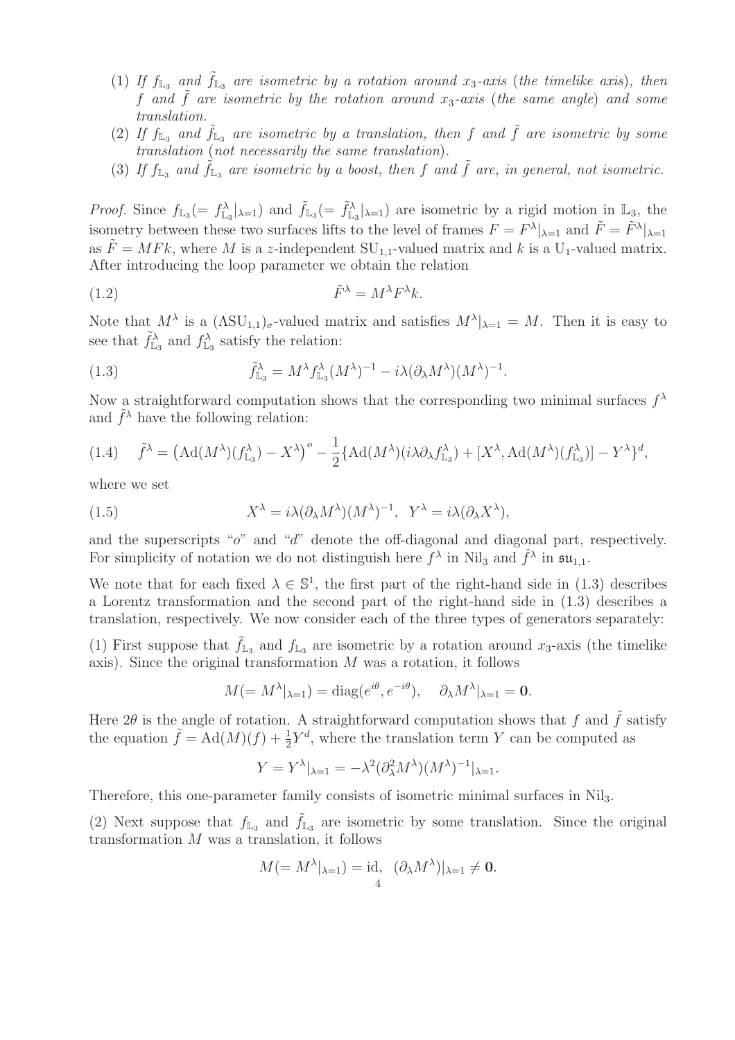(1) *If $f_{\mathbb{L}_3}$ and $\tilde{f}_{\mathbb{L}_3}$ are isometric by a rotation around $x_3$-axis (the timelike axis), then $f$ and $\tilde{f}$ are isometric by the rotation around $x_3$-axis (the same angle) and some translation.*

(2) *If $f_{\mathbb{L}_3}$ and $\tilde{f}_{\mathbb{L}_3}$ are isometric by a translation, then $f$ and $\tilde{f}$ are isometric by some translation (not necessarily the same translation).*

(3) *If $f_{\mathbb{L}_3}$ and $\tilde{f}_{\mathbb{L}_3}$ are isometric by a boost, then $f$ and $\tilde{f}$ are, in general, not isometric.*

*Proof.* Since $f_{\mathbb{L}_3}(= f^{\lambda}_{\mathbb{L}_3}|_{\lambda=1})$ and $\tilde{f}_{\mathbb{L}_3}(= \tilde{f}^{\lambda}_{\mathbb{L}_3}|_{\lambda=1})$ are isometric by a rigid motion in $\mathbb{L}_3$, the isometry between these two surfaces lifts to the level of frames $F = F^{\lambda}|_{\lambda=1}$ and $\tilde{F} = \tilde{F}^{\lambda}|_{\lambda=1}$ as $\tilde{F} = MFk$, where $M$ is a $z$-independent $\mathrm{SU}_{1,1}$-valued matrix and $k$ is a $\mathrm{U}_1$-valued matrix. After introducing the loop parameter we obtain the relation

$$\tilde{F}^{\lambda} = M^{\lambda} F^{\lambda} k. \tag{1.2}$$

Note that $M^{\lambda}$ is a $(\Lambda \mathrm{SU}_{1,1})_{\sigma}$-valued matrix and satisfies $M^{\lambda}|_{\lambda=1} = M$. Then it is easy to see that $\tilde{f}^{\lambda}_{\mathbb{L}_3}$ and $f^{\lambda}_{\mathbb{L}_3}$ satisfy the relation:

$$\tilde{f}^{\lambda}_{\mathbb{L}_3} = M^{\lambda} f^{\lambda}_{\mathbb{L}_3} (M^{\lambda})^{-1} - i\lambda (\partial_{\lambda} M^{\lambda})(M^{\lambda})^{-1}. \tag{1.3}$$

Now a straightforward computation shows that the corresponding two minimal surfaces $f^{\lambda}$ and $\tilde{f}^{\lambda}$ have the following relation:

$$\tilde{f}^{\lambda} = \left(\mathrm{Ad}(M^{\lambda})(f^{\lambda}_{\mathbb{L}_3}) - X^{\lambda}\right)^{o} - \frac{1}{2}\{\mathrm{Ad}(M^{\lambda})(i\lambda\partial_{\lambda} f^{\lambda}_{\mathbb{L}_3}) + [X^{\lambda}, \mathrm{Ad}(M^{\lambda})(f^{\lambda}_{\mathbb{L}_3})] - Y^{\lambda}\}^{d}, \tag{1.4}$$

where we set

$$X^{\lambda} = i\lambda(\partial_{\lambda} M^{\lambda})(M^{\lambda})^{-1}, \;\; Y^{\lambda} = i\lambda(\partial_{\lambda} X^{\lambda}), \tag{1.5}$$

and the superscripts "$o$" and "$d$" denote the off-diagonal and diagonal part, respectively. For simplicity of notation we do not distinguish here $f^{\lambda}$ in $\mathrm{Nil}_3$ and $\hat{f}^{\lambda}$ in $\mathfrak{su}_{1,1}$.

We note that for each fixed $\lambda \in \mathbb{S}^1$, the first part of the right-hand side in (1.3) describes a Lorentz transformation and the second part of the right-hand side in (1.3) describes a translation, respectively. We now consider each of the three types of generators separately:

(1) First suppose that $\tilde{f}_{\mathbb{L}_3}$ and $f_{\mathbb{L}_3}$ are isometric by a rotation around $x_3$-axis (the timelike axis). Since the original transformation $M$ was a rotation, it follows

$$M(= M^{\lambda}|_{\lambda=1}) = \mathrm{diag}(e^{i\theta}, e^{-i\theta}), \quad \partial_{\lambda} M^{\lambda}|_{\lambda=1} = \mathbf{0}.$$

Here $2\theta$ is the angle of rotation. A straightforward computation shows that $f$ and $\tilde{f}$ satisfy the equation $\tilde{f} = \mathrm{Ad}(M)(f) + \frac{1}{2}Y^{d}$, where the translation term $Y$ can be computed as

$$Y = Y^{\lambda}|_{\lambda=1} = -\lambda^2 (\partial^2_{\lambda} M^{\lambda})(M^{\lambda})^{-1}|_{\lambda=1}.$$

Therefore, this one-parameter family consists of isometric minimal surfaces in $\mathrm{Nil}_3$.

(2) Next suppose that $f_{\mathbb{L}_3}$ and $\tilde{f}_{\mathbb{L}_3}$ are isometric by some translation. Since the original transformation $M$ was a translation, it follows

$$M(= M^{\lambda}|_{\lambda=1}) = \mathrm{id}, \;\; (\partial_{\lambda} M^{\lambda})|_{\lambda=1} \neq \mathbf{0}.$$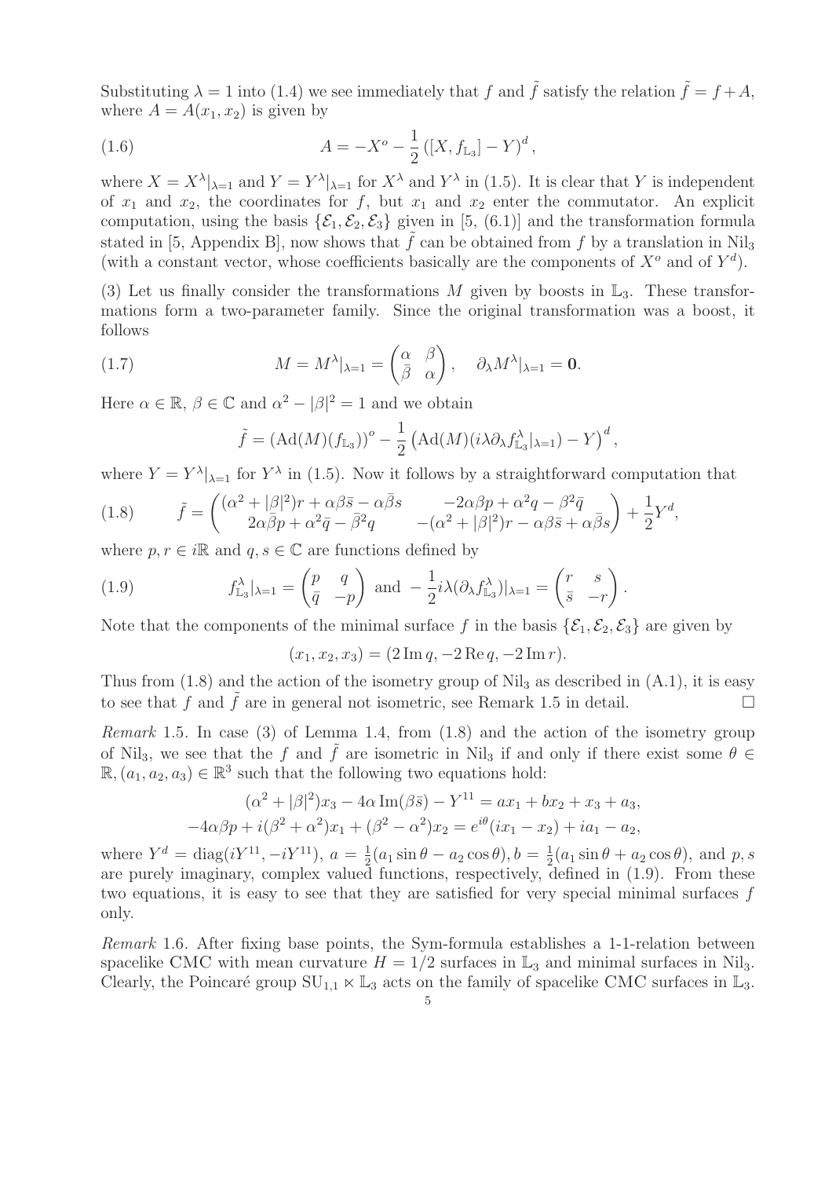Substituting $\lambda = 1$ into (1.4) we see immediately that $f$ and $\tilde{f}$ satisfy the relation $\tilde{f} = f + A$, where $A = A(x_1, x_2)$ is given by

$$A = -X^o - \frac{1}{2}\left([X, f_{\mathbb{L}_3}] - Y\right)^d, \tag{1.6}$$

where $X = X^\lambda|_{\lambda=1}$ and $Y = Y^\lambda|_{\lambda=1}$ for $X^\lambda$ and $Y^\lambda$ in (1.5). It is clear that $Y$ is independent of $x_1$ and $x_2$, the coordinates for $f$, but $x_1$ and $x_2$ enter the commutator. An explicit computation, using the basis $\{\mathcal{E}_1, \mathcal{E}_2, \mathcal{E}_3\}$ given in [5, (6.1)] and the transformation formula stated in [5, Appendix B], now shows that $\tilde{f}$ can be obtained from $f$ by a translation in $\mathrm{Nil}_3$ (with a constant vector, whose coefficients basically are the components of $X^o$ and of $Y^d$).

(3) Let us finally consider the transformations $M$ given by boosts in $\mathbb{L}_3$. These transformations form a two-parameter family. Since the original transformation was a boost, it follows

$$M = M^\lambda|_{\lambda=1} = \begin{pmatrix} \alpha & \beta \\ \bar{\beta} & \alpha \end{pmatrix}, \quad \partial_\lambda M^\lambda|_{\lambda=1} = \mathbf{0}. \tag{1.7}$$

Here $\alpha \in \mathbb{R}$, $\beta \in \mathbb{C}$ and $\alpha^2 - |\beta|^2 = 1$ and we obtain

$$\tilde{f} = (\mathrm{Ad}(M)(f_{\mathbb{L}_3}))^o - \frac{1}{2}\left(\mathrm{Ad}(M)(i\lambda\partial_\lambda f^\lambda_{\mathbb{L}_3}|_{\lambda=1}) - Y\right)^d,$$

where $Y = Y^\lambda|_{\lambda=1}$ for $Y^\lambda$ in (1.5). Now it follows by a straightforward computation that

$$\tilde{f} = \begin{pmatrix} (\alpha^2 + |\beta|^2)r + \alpha\beta\bar{s} - \alpha\bar{\beta}s & -2\alpha\beta p + \alpha^2 q - \beta^2\bar{q} \\ 2\alpha\bar{\beta}p + \alpha^2\bar{q} - \bar{\beta}^2 q & -(\alpha^2 + |\beta|^2)r - \alpha\beta\bar{s} + \alpha\bar{\beta}s \end{pmatrix} + \frac{1}{2}Y^d, \tag{1.8}$$

where $p, r \in i\mathbb{R}$ and $q, s \in \mathbb{C}$ are functions defined by

$$f^\lambda_{\mathbb{L}_3}|_{\lambda=1} = \begin{pmatrix} p & q \\ \bar{q} & -p \end{pmatrix} \text{ and } -\frac{1}{2}i\lambda(\partial_\lambda f^\lambda_{\mathbb{L}_3})|_{\lambda=1} = \begin{pmatrix} r & s \\ \bar{s} & -r \end{pmatrix}. \tag{1.9}$$

Note that the components of the minimal surface $f$ in the basis $\{\mathcal{E}_1, \mathcal{E}_2, \mathcal{E}_3\}$ are given by

$$(x_1, x_2, x_3) = (2\,\mathrm{Im}\,q, -2\,\mathrm{Re}\,q, -2\,\mathrm{Im}\,r).$$

Thus from (1.8) and the action of the isometry group of $\mathrm{Nil}_3$ as described in (A.1), it is easy to see that $f$ and $\tilde{f}$ are in general not isometric, see Remark 1.5 in detail. □

*Remark* 1.5. In case (3) of Lemma 1.4, from (1.8) and the action of the isometry group of $\mathrm{Nil}_3$, we see that the $f$ and $\tilde{f}$ are isometric in $\mathrm{Nil}_3$ if and only if there exist some $\theta \in \mathbb{R}$, $(a_1, a_2, a_3) \in \mathbb{R}^3$ such that the following two equations hold:

$$(\alpha^2 + |\beta|^2)x_3 - 4\alpha\,\mathrm{Im}(\beta\bar{s}) - Y^{11} = ax_1 + bx_2 + x_3 + a_3,$$
$$-4\alpha\beta p + i(\beta^2 + \alpha^2)x_1 + (\beta^2 - \alpha^2)x_2 = e^{i\theta}(ix_1 - x_2) + ia_1 - a_2,$$

where $Y^d = \mathrm{diag}(iY^{11}, -iY^{11})$, $a = \frac{1}{2}(a_1 \sin\theta - a_2\cos\theta)$, $b = \frac{1}{2}(a_1\sin\theta + a_2\cos\theta)$, and $p, s$ are purely imaginary, complex valued functions, respectively, defined in (1.9). From these two equations, it is easy to see that they are satisfied for very special minimal surfaces $f$ only.

*Remark* 1.6. After fixing base points, the Sym-formula establishes a 1-1-relation between spacelike CMC with mean curvature $H = 1/2$ surfaces in $\mathbb{L}_3$ and minimal surfaces in $\mathrm{Nil}_3$. Clearly, the Poincaré group $\mathrm{SU}_{1,1} \ltimes \mathbb{L}_3$ acts on the family of spacelike CMC surfaces in $\mathbb{L}_3$.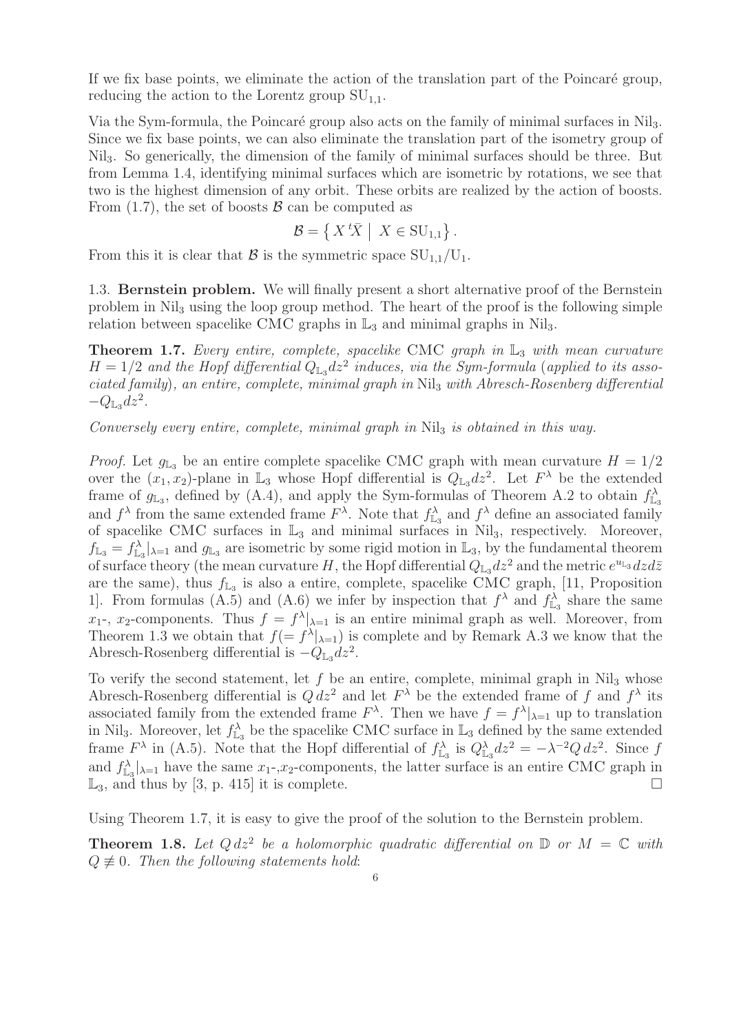If we fix base points, we eliminate the action of the translation part of the Poincaré group, reducing the action to the Lorentz group $\mathrm{SU}_{1,1}$.

Via the Sym-formula, the Poincaré group also acts on the family of minimal surfaces in $\mathrm{Nil}_3$. Since we fix base points, we can also eliminate the translation part of the isometry group of $\mathrm{Nil}_3$. So generically, the dimension of the family of minimal surfaces should be three. But from Lemma 1.4, identifying minimal surfaces which are isometric by rotations, we see that two is the highest dimension of any orbit. These orbits are realized by the action of boosts. From (1.7), the set of boosts $\mathcal{B}$ can be computed as

$$\mathcal{B} = \left\{ X\,{}^t\bar{X} \;\middle|\; X \in \mathrm{SU}_{1,1} \right\}.$$

From this it is clear that $\mathcal{B}$ is the symmetric space $\mathrm{SU}_{1,1}/\mathrm{U}_1$.

1.3. **Bernstein problem.** We will finally present a short alternative proof of the Bernstein problem in $\mathrm{Nil}_3$ using the loop group method. The heart of the proof is the following simple relation between spacelike CMC graphs in $\mathbb{L}_3$ and minimal graphs in $\mathrm{Nil}_3$.

**Theorem 1.7.** *Every entire, complete, spacelike* CMC *graph in $\mathbb{L}_3$ with mean curvature $H = 1/2$ and the Hopf differential $Q_{\mathbb{L}_3} dz^2$ induces, via the Sym-formula (applied to its associated family), an entire, complete, minimal graph in $\mathrm{Nil}_3$ with Abresch-Rosenberg differential $-Q_{\mathbb{L}_3} dz^2$.*

*Conversely every entire, complete, minimal graph in $\mathrm{Nil}_3$ is obtained in this way.*

*Proof.* Let $g_{\mathbb{L}_3}$ be an entire complete spacelike CMC graph with mean curvature $H = 1/2$ over the $(x_1, x_2)$-plane in $\mathbb{L}_3$ whose Hopf differential is $Q_{\mathbb{L}_3} dz^2$. Let $F^\lambda$ be the extended frame of $g_{\mathbb{L}_3}$, defined by (A.4), and apply the Sym-formulas of Theorem A.2 to obtain $f^\lambda_{\mathbb{L}_3}$ and $f^\lambda$ from the same extended frame $F^\lambda$. Note that $f^\lambda_{\mathbb{L}_3}$ and $f^\lambda$ define an associated family of spacelike CMC surfaces in $\mathbb{L}_3$ and minimal surfaces in $\mathrm{Nil}_3$, respectively. Moreover, $f_{\mathbb{L}_3} = f^\lambda_{\mathbb{L}_3}|_{\lambda=1}$ and $g_{\mathbb{L}_3}$ are isometric by some rigid motion in $\mathbb{L}_3$, by the fundamental theorem of surface theory (the mean curvature $H$, the Hopf differential $Q_{\mathbb{L}_3} dz^2$ and the metric $e^{u_{\mathbb{L}_3}} dz d\bar{z}$ are the same), thus $f_{\mathbb{L}_3}$ is also a entire, complete, spacelike CMC graph, [11, Proposition 1]. From formulas (A.5) and (A.6) we infer by inspection that $f^\lambda$ and $f^\lambda_{\mathbb{L}_3}$ share the same $x_1$-, $x_2$-components. Thus $f = f^\lambda|_{\lambda=1}$ is an entire minimal graph as well. Moreover, from Theorem 1.3 we obtain that $f (= f^\lambda|_{\lambda=1})$ is complete and by Remark A.3 we know that the Abresch-Rosenberg differential is $-Q_{\mathbb{L}_3} dz^2$.

To verify the second statement, let $f$ be an entire, complete, minimal graph in $\mathrm{Nil}_3$ whose Abresch-Rosenberg differential is $Q\,dz^2$ and let $F^\lambda$ be the extended frame of $f$ and $f^\lambda$ its associated family from the extended frame $F^\lambda$. Then we have $f = f^\lambda|_{\lambda=1}$ up to translation in $\mathrm{Nil}_3$. Moreover, let $f^\lambda_{\mathbb{L}_3}$ be the spacelike CMC surface in $\mathbb{L}_3$ defined by the same extended frame $F^\lambda$ in (A.5). Note that the Hopf differential of $f^\lambda_{\mathbb{L}_3}$ is $Q^\lambda_{\mathbb{L}_3} dz^2 = -\lambda^{-2} Q\, dz^2$. Since $f$ and $f^\lambda_{\mathbb{L}_3}|_{\lambda=1}$ have the same $x_1$-,$x_2$-components, the latter surface is an entire CMC graph in $\mathbb{L}_3$, and thus by [3, p. 415] it is complete. $\square$

Using Theorem 1.7, it is easy to give the proof of the solution to the Bernstein problem.

**Theorem 1.8.** *Let $Q\,dz^2$ be a holomorphic quadratic differential on $\mathbb{D}$ or $M = \mathbb{C}$ with $Q \not\equiv 0$. Then the following statements hold*: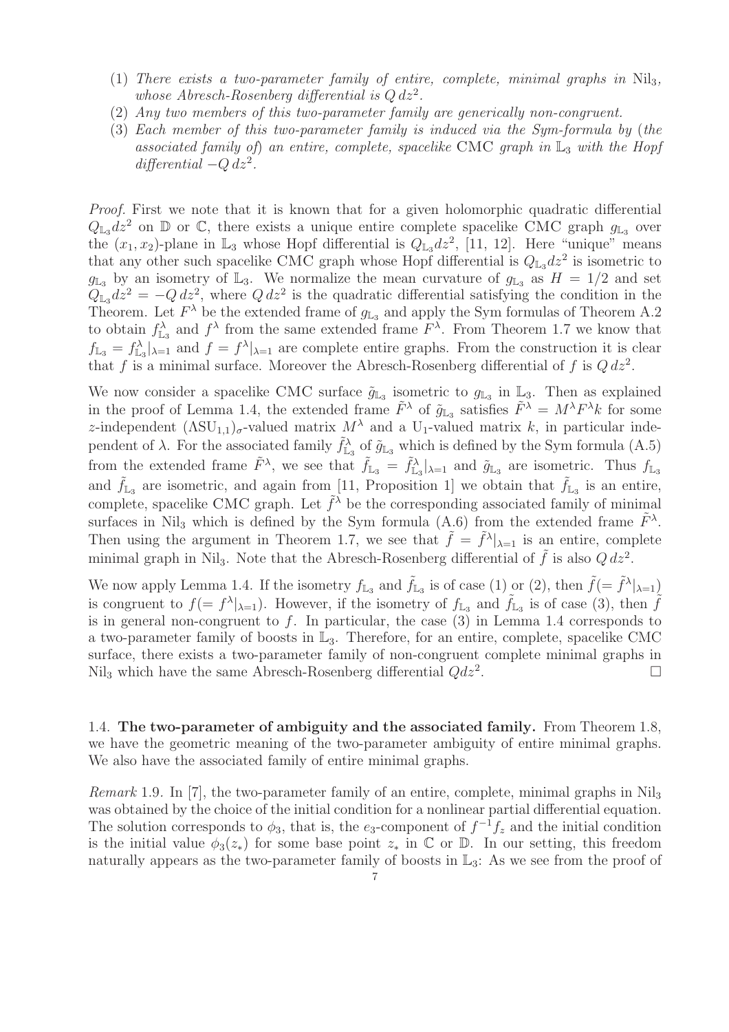(1) *There exists a two-parameter family of entire, complete, minimal graphs in* $\mathrm{Nil}_3$*, whose Abresch-Rosenberg differential is* $Q\,dz^2$*.*
(2) *Any two members of this two-parameter family are generically non-congruent.*
(3) *Each member of this two-parameter family is induced via the Sym-formula by (the associated family of) an entire, complete, spacelike* CMC *graph in* $\mathbb{L}_3$ *with the Hopf differential* $-Q\,dz^2$*.*

*Proof.* First we note that it is known that for a given holomorphic quadratic differential $Q_{\mathbb{L}_3}dz^2$ on $\mathbb{D}$ or $\mathbb{C}$, there exists a unique entire complete spacelike CMC graph $g_{\mathbb{L}_3}$ over the $(x_1, x_2)$-plane in $\mathbb{L}_3$ whose Hopf differential is $Q_{\mathbb{L}_3}dz^2$, [11, 12]. Here "unique" means that any other such spacelike CMC graph whose Hopf differential is $Q_{\mathbb{L}_3}dz^2$ is isometric to $g_{\mathbb{L}_3}$ by an isometry of $\mathbb{L}_3$. We normalize the mean curvature of $g_{\mathbb{L}_3}$ as $H = 1/2$ and set $Q_{\mathbb{L}_3}dz^2 = -Q\,dz^2$, where $Q\,dz^2$ is the quadratic differential satisfying the condition in the Theorem. Let $F^\lambda$ be the extended frame of $g_{\mathbb{L}_3}$ and apply the Sym formulas of Theorem A.2 to obtain $f^\lambda_{\mathbb{L}_3}$ and $f^\lambda$ from the same extended frame $F^\lambda$. From Theorem 1.7 we know that $f_{\mathbb{L}_3} = f^\lambda_{\mathbb{L}_3}|_{\lambda=1}$ and $f = f^\lambda|_{\lambda=1}$ are complete entire graphs. From the construction it is clear that $f$ is a minimal surface. Moreover the Abresch-Rosenberg differential of $f$ is $Q\,dz^2$.

We now consider a spacelike CMC surface $\tilde{g}_{\mathbb{L}_3}$ isometric to $g_{\mathbb{L}_3}$ in $\mathbb{L}_3$. Then as explained in the proof of Lemma 1.4, the extended frame $\tilde{F}^\lambda$ of $\tilde{g}_{\mathbb{L}_3}$ satisfies $\tilde{F}^\lambda = M^\lambda F^\lambda k$ for some $z$-independent $(\Lambda \mathrm{SU}_{1,1})_\sigma$-valued matrix $M^\lambda$ and a $\mathrm{U}_1$-valued matrix $k$, in particular independent of $\lambda$. For the associated family $\tilde{f}^\lambda_{\mathbb{L}_3}$ of $\tilde{g}_{\mathbb{L}_3}$ which is defined by the Sym formula (A.5) from the extended frame $\tilde{F}^\lambda$, we see that $\tilde{f}_{\mathbb{L}_3} = \tilde{f}^\lambda_{\mathbb{L}_3}|_{\lambda=1}$ and $\tilde{g}_{\mathbb{L}_3}$ are isometric. Thus $f_{\mathbb{L}_3}$ and $\tilde{f}_{\mathbb{L}_3}$ are isometric, and again from [11, Proposition 1] we obtain that $\tilde{f}_{\mathbb{L}_3}$ is an entire, complete, spacelike CMC graph. Let $\tilde{f}^\lambda$ be the corresponding associated family of minimal surfaces in $\mathrm{Nil}_3$ which is defined by the Sym formula (A.6) from the extended frame $\tilde{F}^\lambda$. Then using the argument in Theorem 1.7, we see that $\tilde{f} = \tilde{f}^\lambda|_{\lambda=1}$ is an entire, complete minimal graph in $\mathrm{Nil}_3$. Note that the Abresch-Rosenberg differential of $\tilde{f}$ is also $Q\,dz^2$.

We now apply Lemma 1.4. If the isometry $f_{\mathbb{L}_3}$ and $\tilde{f}_{\mathbb{L}_3}$ is of case (1) or (2), then $\tilde{f}(= \tilde{f}^\lambda|_{\lambda=1})$ is congruent to $f(= f^\lambda|_{\lambda=1})$. However, if the isometry of $f_{\mathbb{L}_3}$ and $\tilde{f}_{\mathbb{L}_3}$ is of case (3), then $\tilde{f}$ is in general non-congruent to $f$. In particular, the case (3) in Lemma 1.4 corresponds to a two-parameter family of boosts in $\mathbb{L}_3$. Therefore, for an entire, complete, spacelike CMC surface, there exists a two-parameter family of non-congruent complete minimal graphs in $\mathrm{Nil}_3$ which have the same Abresch-Rosenberg differential $Qdz^2$. □

1.4. **The two-parameter of ambiguity and the associated family.** From Theorem 1.8, we have the geometric meaning of the two-parameter ambiguity of entire minimal graphs. We also have the associated family of entire minimal graphs.

*Remark* 1.9. In [7], the two-parameter family of an entire, complete, minimal graphs in $\mathrm{Nil}_3$ was obtained by the choice of the initial condition for a nonlinear partial differential equation. The solution corresponds to $\phi_3$, that is, the $e_3$-component of $f^{-1}f_z$ and the initial condition is the initial value $\phi_3(z_*)$ for some base point $z_*$ in $\mathbb{C}$ or $\mathbb{D}$. In our setting, this freedom naturally appears as the two-parameter family of boosts in $\mathbb{L}_3$: As we see from the proof of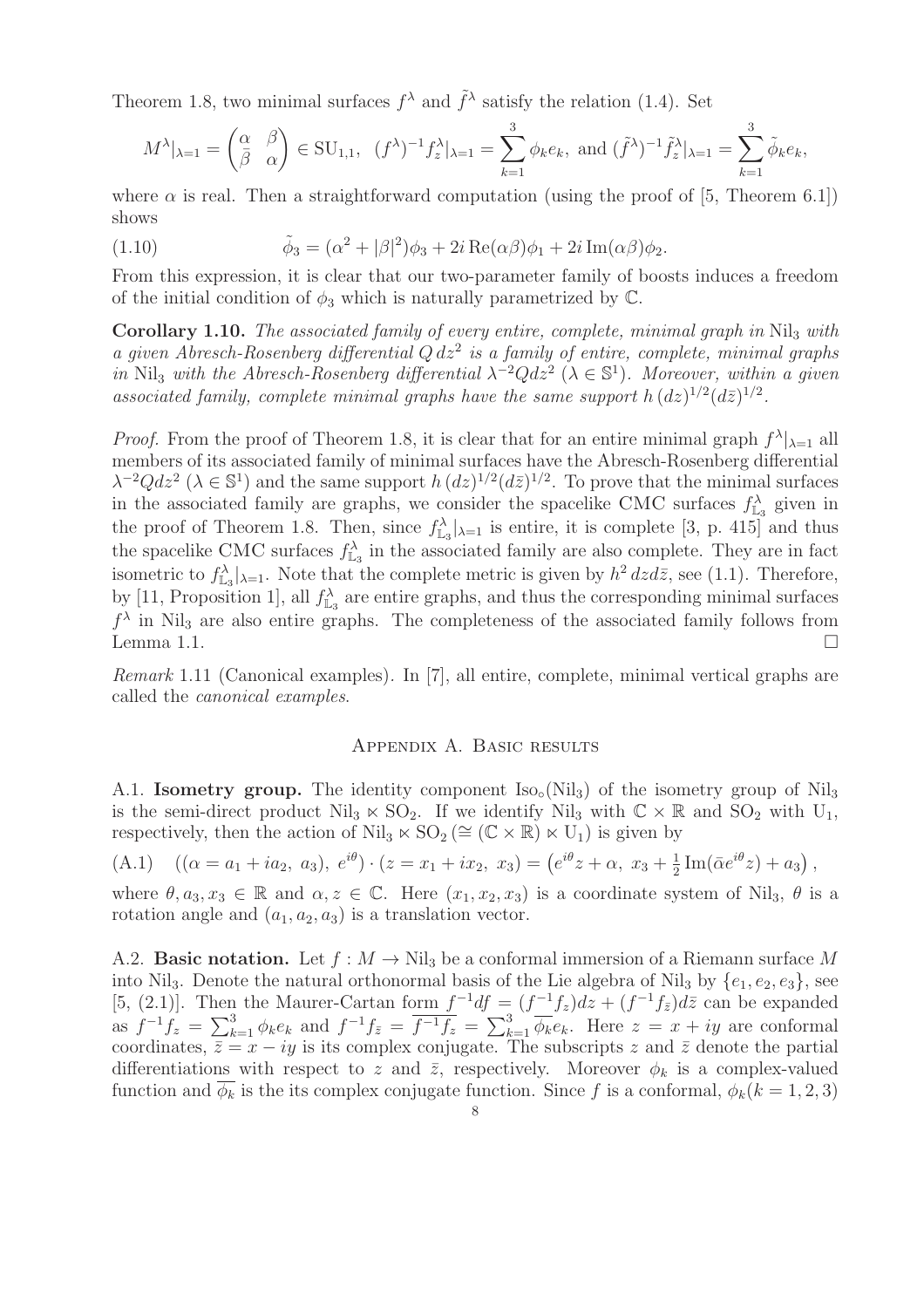Theorem 1.8, two minimal surfaces $f^\lambda$ and $\tilde{f}^\lambda$ satisfy the relation (1.4). Set

$$M^\lambda|_{\lambda=1} = \begin{pmatrix} \alpha & \beta \\ \bar{\beta} & \alpha \end{pmatrix} \in \mathrm{SU}_{1,1}, \ \ (f^\lambda)^{-1} f_z^\lambda|_{\lambda=1} = \sum_{k=1}^3 \phi_k e_k, \text{ and } (\tilde{f}^\lambda)^{-1} \tilde{f}_z^\lambda|_{\lambda=1} = \sum_{k=1}^3 \tilde{\phi}_k e_k,$$

where $\alpha$ is real. Then a straightforward computation (using the proof of [5, Theorem 6.1]) shows

$$\tilde{\phi}_3 = (\alpha^2 + |\beta|^2)\phi_3 + 2i \,\mathrm{Re}(\alpha\beta)\phi_1 + 2i \,\mathrm{Im}(\alpha\beta)\phi_2. \tag{1.10}$$

From this expression, it is clear that our two-parameter family of boosts induces a freedom of the initial condition of $\phi_3$ which is naturally parametrized by $\mathbb{C}$.

**Corollary 1.10.** *The associated family of every entire, complete, minimal graph in* $\mathrm{Nil}_3$ *with a given Abresch-Rosenberg differential* $Q\,dz^2$ *is a family of entire, complete, minimal graphs in* $\mathrm{Nil}_3$ *with the Abresch-Rosenberg differential* $\lambda^{-2}Qdz^2$ $(\lambda \in \mathbb{S}^1)$*. Moreover, within a given associated family, complete minimal graphs have the same support* $h\,(dz)^{1/2}(d\bar{z})^{1/2}$.

*Proof.* From the proof of Theorem 1.8, it is clear that for an entire minimal graph $f^\lambda|_{\lambda=1}$ all members of its associated family of minimal surfaces have the Abresch-Rosenberg differential $\lambda^{-2}Qdz^2$ $(\lambda \in \mathbb{S}^1)$ and the same support $h\,(dz)^{1/2}(d\bar{z})^{1/2}$. To prove that the minimal surfaces in the associated family are graphs, we consider the spacelike CMC surfaces $f_{\mathbb{L}_3}^\lambda$ given in the proof of Theorem 1.8. Then, since $f_{\mathbb{L}_3}^\lambda|_{\lambda=1}$ is entire, it is complete [3, p. 415] and thus the spacelike CMC surfaces $f_{\mathbb{L}_3}^\lambda$ in the associated family are also complete. They are in fact isometric to $f_{\mathbb{L}_3}^\lambda|_{\lambda=1}$. Note that the complete metric is given by $h^2\,dzd\bar{z}$, see (1.1). Therefore, by [11, Proposition 1], all $f_{\mathbb{L}_3}^\lambda$ are entire graphs, and thus the corresponding minimal surfaces $f^\lambda$ in $\mathrm{Nil}_3$ are also entire graphs. The completeness of the associated family follows from Lemma 1.1. □

*Remark* 1.11 (Canonical examples). In [7], all entire, complete, minimal vertical graphs are called the *canonical examples*.

## Appendix A. Basic results

A.1. **Isometry group.** The identity component $\mathrm{Iso}_\circ(\mathrm{Nil}_3)$ of the isometry group of $\mathrm{Nil}_3$ is the semi-direct product $\mathrm{Nil}_3 \ltimes \mathrm{SO}_2$. If we identify $\mathrm{Nil}_3$ with $\mathbb{C} \times \mathbb{R}$ and $\mathrm{SO}_2$ with $\mathrm{U}_1$, respectively, then the action of $\mathrm{Nil}_3 \ltimes \mathrm{SO}_2\,(\cong (\mathbb{C} \times \mathbb{R}) \ltimes \mathrm{U}_1)$ is given by

$$((\alpha = a_1 + ia_2,\ a_3),\ e^{i\theta}) \cdot (z = x_1 + ix_2,\ x_3) = \left(e^{i\theta}z + \alpha,\ x_3 + \tfrac{1}{2}\mathrm{Im}(\bar{\alpha}e^{i\theta}z) + a_3\right), \tag{A.1}$$

where $\theta, a_3, x_3 \in \mathbb{R}$ and $\alpha, z \in \mathbb{C}$. Here $(x_1, x_2, x_3)$ is a coordinate system of $\mathrm{Nil}_3$, $\theta$ is a rotation angle and $(a_1, a_2, a_3)$ is a translation vector.

A.2. **Basic notation.** Let $f : M \to \mathrm{Nil}_3$ be a conformal immersion of a Riemann surface $M$ into $\mathrm{Nil}_3$. Denote the natural orthonormal basis of the Lie algebra of $\mathrm{Nil}_3$ by $\{e_1, e_2, e_3\}$, see [5, (2.1)]. Then the Maurer-Cartan form $f^{-1}df = (f^{-1}f_z)dz + (f^{-1}f_{\bar{z}})d\bar{z}$ can be expanded as $f^{-1}f_z = \sum_{k=1}^3 \phi_k e_k$ and $f^{-1}f_{\bar{z}} = \overline{f^{-1}f_z} = \sum_{k=1}^3 \overline{\phi_k} e_k$. Here $z = x + iy$ are conformal coordinates, $\bar{z} = x - iy$ is its complex conjugate. The subscripts $z$ and $\bar{z}$ denote the partial differentiations with respect to $z$ and $\bar{z}$, respectively. Moreover $\phi_k$ is a complex-valued function and $\overline{\phi_k}$ is the its complex conjugate function. Since $f$ is a conformal, $\phi_k (k = 1, 2, 3)$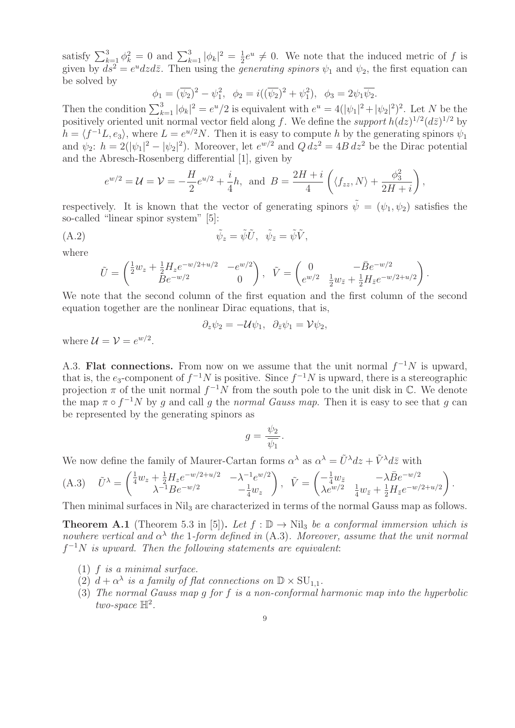satisfy $\sum_{k=1}^{3} \phi_k^2 = 0$ and $\sum_{k=1}^{3} |\phi_k|^2 = \frac{1}{2}e^u \neq 0$. We note that the induced metric of $f$ is given by $ds^2 = e^u dz d\bar{z}$. Then using the *generating spinors* $\psi_1$ and $\psi_2$, the first equation can be solved by

$$\phi_1 = (\overline{\psi_2})^2 - \psi_1^2, \quad \phi_2 = i((\overline{\psi_2})^2 + \psi_1^2), \quad \phi_3 = 2\psi_1 \overline{\psi_2}.$$

Then the condition $\sum_{k=1}^{3} |\phi_k|^2 = e^u/2$ is equivalent with $e^u = 4(|\psi_1|^2 + |\psi_2|^2)^2$. Let $N$ be the positively oriented unit normal vector field along $f$. We define the *support* $h(dz)^{1/2}(d\bar{z})^{1/2}$ by $h = \langle f^{-1}L, e_3 \rangle$, where $L = e^{u/2}N$. Then it is easy to compute $h$ by the generating spinors $\psi_1$ and $\psi_2$: $h = 2(|\psi_1|^2 - |\psi_2|^2)$. Moreover, let $e^{w/2}$ and $Q\, dz^2 = 4B\, dz^2$ be the Dirac potential and the Abresch-Rosenberg differential [1], given by

$$e^{w/2} = \mathcal{U} = \mathcal{V} = -\frac{H}{2}e^{u/2} + \frac{i}{4}h, \quad \text{and} \quad B = \frac{2H+i}{4}\left(\langle f_{zz}, N \rangle + \frac{\phi_3^2}{2H+i}\right),$$

respectively. It is known that the vector of generating spinors $\tilde{\psi} = (\psi_1, \psi_2)$ satisfies the so-called "linear spinor system" [5]:

$$\tilde{\psi}_z = \tilde{\psi}\tilde{U}, \quad \tilde{\psi}_{\bar{z}} = \tilde{\psi}\tilde{V}, \tag{A.2}$$

where

$$\tilde{U} = \begin{pmatrix} \frac{1}{2}w_z + \frac{1}{2}H_z e^{-w/2+u/2} & -e^{w/2} \\ Be^{-w/2} & 0 \end{pmatrix}, \quad \tilde{V} = \begin{pmatrix} 0 & -\bar{B}e^{-w/2} \\ e^{w/2} & \frac{1}{2}w_{\bar{z}} + \frac{1}{2}H_{\bar{z}} e^{-w/2+u/2} \end{pmatrix}.$$

We note that the second column of the first equation and the first column of the second equation together are the nonlinear Dirac equations, that is,

$$\partial_z \psi_2 = -\mathcal{U}\psi_1, \quad \partial_{\bar{z}}\psi_1 = \mathcal{V}\psi_2,$$

where $\mathcal{U} = \mathcal{V} = e^{w/2}$.

A.3. **Flat connections.** From now on we assume that the unit normal $f^{-1}N$ is upward, that is, the $e_3$-component of $f^{-1}N$ is positive. Since $f^{-1}N$ is upward, there is a stereographic projection $\pi$ of the unit normal $f^{-1}N$ from the south pole to the unit disk in $\mathbb{C}$. We denote the map $\pi \circ f^{-1}N$ by $g$ and call $g$ the *normal Gauss map*. Then it is easy to see that $g$ can be represented by the generating spinors as

$$g = \frac{\psi_2}{\overline{\psi_1}}.$$

We now define the family of Maurer-Cartan forms $\alpha^\lambda$ as $\alpha^\lambda = \tilde{U}^\lambda dz + \tilde{V}^\lambda d\bar{z}$ with

$$\tilde{U}^\lambda = \begin{pmatrix} \frac{1}{4}w_z + \frac{1}{2}H_z e^{-w/2+u/2} & -\lambda^{-1}e^{w/2} \\ \lambda^{-1}Be^{-w/2} & -\frac{1}{4}w_z \end{pmatrix}, \quad \tilde{V} = \begin{pmatrix} -\frac{1}{4}w_{\bar{z}} & -\lambda\bar{B}e^{-w/2} \\ \lambda e^{w/2} & \frac{1}{4}w_{\bar{z}} + \frac{1}{2}H_{\bar{z}} e^{-w/2+u/2} \end{pmatrix}. \tag{A.3}$$

Then minimal surfaces in $\mathrm{Nil}_3$ are characterized in terms of the normal Gauss map as follows.

**Theorem A.1** (Theorem 5.3 in [5])**.** *Let $f : \mathbb{D} \to \mathrm{Nil}_3$ be a conformal immersion which is nowhere vertical and $\alpha^\lambda$ the 1-form defined in* (A.3)*. Moreover, assume that the unit normal $f^{-1}N$ is upward. Then the following statements are equivalent*:

1. *$f$ is a minimal surface.*
2. *$d + \alpha^\lambda$ is a family of flat connections on $\mathbb{D} \times \mathrm{SU}_{1,1}$.*
3. *The normal Gauss map $g$ for $f$ is a non-conformal harmonic map into the hyperbolic two-space $\mathbb{H}^2$.*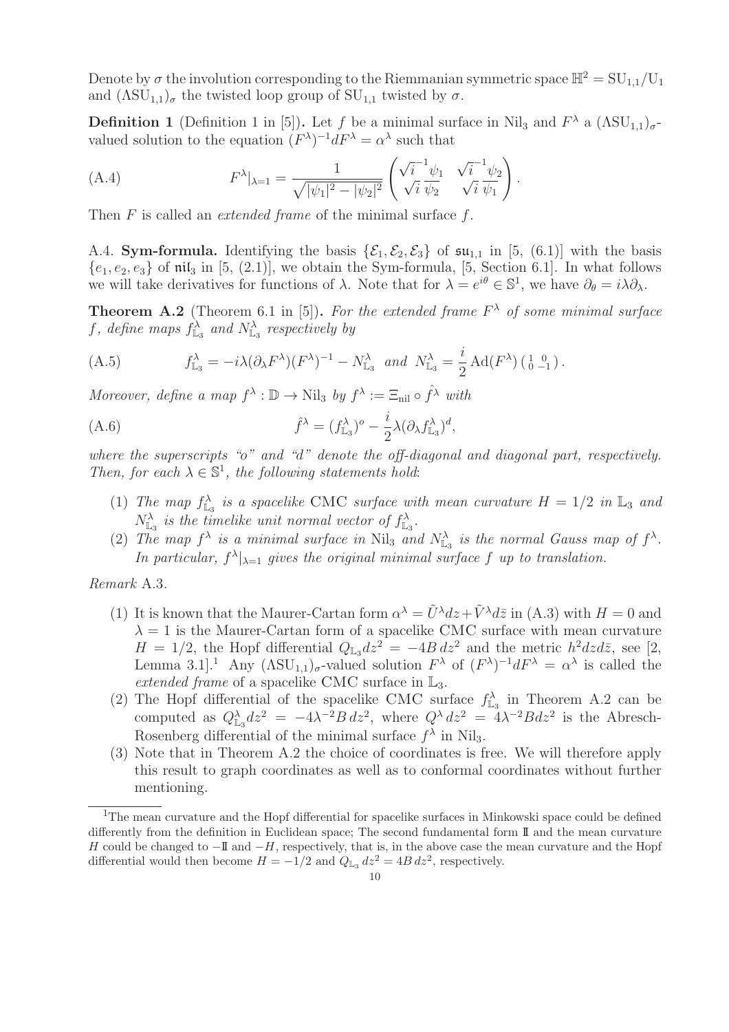Denote by $\sigma$ the involution corresponding to the Riemmanian symmetric space $\mathbb{H}^2 = \mathrm{SU}_{1,1}/\mathrm{U}_1$ and $(\Lambda \mathrm{SU}_{1,1})_\sigma$ the twisted loop group of $\mathrm{SU}_{1,1}$ twisted by $\sigma$.

**Definition 1** (Definition 1 in [5]). Let $f$ be a minimal surface in $\mathrm{Nil}_3$ and $F^\lambda$ a $(\Lambda \mathrm{SU}_{1,1})_\sigma$-valued solution to the equation $(F^\lambda)^{-1} dF^\lambda = \alpha^\lambda$ such that

$$F^\lambda|_{\lambda=1} = \frac{1}{\sqrt{|\psi_1|^2 - |\psi_2|^2}} \begin{pmatrix} \sqrt{i}^{-1}\psi_1 & \sqrt{i}^{-1}\psi_2 \\ \sqrt{i}\,\overline{\psi_2} & \sqrt{i}\,\overline{\psi_1} \end{pmatrix}. \tag{A.4}$$

Then $F$ is called an *extended frame* of the minimal surface $f$.

A.4. **Sym-formula.** Identifying the basis $\{\mathcal{E}_1, \mathcal{E}_2, \mathcal{E}_3\}$ of $\mathfrak{su}_{1,1}$ in [5, (6.1)] with the basis $\{e_1, e_2, e_3\}$ of $\mathfrak{nil}_3$ in [5, (2.1)], we obtain the Sym-formula, [5, Section 6.1]. In what follows we will take derivatives for functions of $\lambda$. Note that for $\lambda = e^{i\theta} \in \mathbb{S}^1$, we have $\partial_\theta = i\lambda\partial_\lambda$.

**Theorem A.2** (Theorem 6.1 in [5]). *For the extended frame $F^\lambda$ of some minimal surface $f$, define maps $f^\lambda_{\mathbb{L}_3}$ and $N^\lambda_{\mathbb{L}_3}$ respectively by*

$$f^\lambda_{\mathbb{L}_3} = -i\lambda(\partial_\lambda F^\lambda)(F^\lambda)^{-1} - N^\lambda_{\mathbb{L}_3} \quad \text{and} \quad N^\lambda_{\mathbb{L}_3} = \frac{i}{2}\operatorname{Ad}(F^\lambda)\begin{pmatrix} 1 & 0 \\ 0 & -1 \end{pmatrix}. \tag{A.5}$$

*Moreover, define a map $f^\lambda : \mathbb{D} \to \mathrm{Nil}_3$ by $f^\lambda := \Xi_{\mathrm{nil}} \circ \hat{f}^\lambda$ with*

$$\hat{f}^\lambda = (f^\lambda_{\mathbb{L}_3})^o - \frac{i}{2}\lambda(\partial_\lambda f^\lambda_{\mathbb{L}_3})^d, \tag{A.6}$$

*where the superscripts "o" and "d" denote the off-diagonal and diagonal part, respectively. Then, for each $\lambda \in \mathbb{S}^1$, the following statements hold*:

1. *The map $f^\lambda_{\mathbb{L}_3}$ is a spacelike CMC surface with mean curvature $H = 1/2$ in $\mathbb{L}_3$ and $N^\lambda_{\mathbb{L}_3}$ is the timelike unit normal vector of $f^\lambda_{\mathbb{L}_3}$.*
2. *The map $f^\lambda$ is a minimal surface in $\mathrm{Nil}_3$ and $N^\lambda_{\mathbb{L}_3}$ is the normal Gauss map of $f^\lambda$. In particular, $f^\lambda|_{\lambda=1}$ gives the original minimal surface $f$ up to translation.*

*Remark* A.3.

1. It is known that the Maurer-Cartan form $\alpha^\lambda = \tilde{U}^\lambda dz + \tilde{V}^\lambda d\bar{z}$ in (A.3) with $H = 0$ and $\lambda = 1$ is the Maurer-Cartan form of a spacelike CMC surface with mean curvature $H = 1/2$, the Hopf differential $Q_{\mathbb{L}_3} dz^2 = -4B\, dz^2$ and the metric $h^2 dz d\bar{z}$, see [2, Lemma 3.1].[1] Any $(\Lambda \mathrm{SU}_{1,1})_\sigma$-valued solution $F^\lambda$ of $(F^\lambda)^{-1} dF^\lambda = \alpha^\lambda$ is called the *extended frame* of a spacelike CMC surface in $\mathbb{L}_3$.
2. The Hopf differential of the spacelike CMC surface $f^\lambda_{\mathbb{L}_3}$ in Theorem A.2 can be computed as $Q^\lambda_{\mathbb{L}_3} dz^2 = -4\lambda^{-2} B\, dz^2$, where $Q^\lambda dz^2 = 4\lambda^{-2} B dz^2$ is the Abresch-Rosenberg differential of the minimal surface $f^\lambda$ in $\mathrm{Nil}_3$.
3. Note that in Theorem A.2 the choice of coordinates is free. We will therefore apply this result to graph coordinates as well as to conformal coordinates without further mentioning.

[1] The mean curvature and the Hopf differential for spacelike surfaces in Minkowski space could be defined differently from the definition in Euclidean space; The second fundamental form $\mathrm{I\!I}$ and the mean curvature $H$ could be changed to $-\mathrm{I\!I}$ and $-H$, respectively, that is, in the above case the mean curvature and the Hopf differential would then become $H = -1/2$ and $Q_{\mathbb{L}_3}\, dz^2 = 4B\, dz^2$, respectively.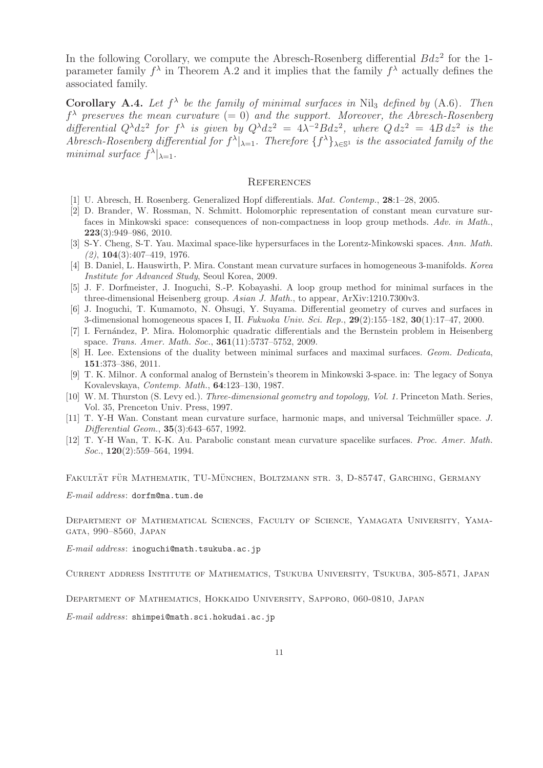In the following Corollary, we compute the Abresch-Rosenberg differential $Bdz^2$ for the 1-parameter family $f^\lambda$ in Theorem A.2 and it implies that the family $f^\lambda$ actually defines the associated family.

**Corollary A.4.** *Let $f^\lambda$ be the family of minimal surfaces in $\mathrm{Nil}_3$ defined by* (A.6)*. Then $f^\lambda$ preserves the mean curvature $(= 0)$ and the support. Moreover, the Abresch-Rosenberg differential $Q^\lambda dz^2$ for $f^\lambda$ is given by $Q^\lambda dz^2 = 4\lambda^{-2}Bdz^2$, where $Q\,dz^2 = 4B\,dz^2$ is the Abresch-Rosenberg differential for $f^\lambda|_{\lambda=1}$. Therefore $\{f^\lambda\}_{\lambda\in\mathbb{S}^1}$ is the associated family of the minimal surface $f^\lambda|_{\lambda=1}$.*

## References

[1] U. Abresch, H. Rosenberg. Generalized Hopf differentials. *Mat. Contemp.*, **28**:1–28, 2005.

[2] D. Brander, W. Rossman, N. Schmitt. Holomorphic representation of constant mean curvature surfaces in Minkowski space: consequences of non-compactness in loop group methods. *Adv. in Math.*, **223**(3):949–986, 2010.

[3] S-Y. Cheng, S-T. Yau. Maximal space-like hypersurfaces in the Lorentz-Minkowski spaces. *Ann. Math. (2)*, **104**(3):407–419, 1976.

[4] B. Daniel, L. Hauswirth, P. Mira. Constant mean curvature surfaces in homogeneous 3-manifolds. *Korea Institute for Advanced Study*, Seoul Korea, 2009.

[5] J. F. Dorfmeister, J. Inoguchi, S.-P. Kobayashi. A loop group method for minimal surfaces in the three-dimensional Heisenberg group. *Asian J. Math.*, to appear, ArXiv:1210.7300v3.

[6] J. Inoguchi, T. Kumamoto, N. Ohsugi, Y. Suyama. Differential geometry of curves and surfaces in 3-dimensional homogeneous spaces I, II. *Fukuoka Univ. Sci. Rep.*, **29**(2):155–182, **30**(1):17–47, 2000.

[7] I. Fernández, P. Mira. Holomorphic quadratic differentials and the Bernstein problem in Heisenberg space. *Trans. Amer. Math. Soc.*, **361**(11):5737–5752, 2009.

[8] H. Lee. Extensions of the duality between minimal surfaces and maximal surfaces. *Geom. Dedicata*, **151**:373–386, 2011.

[9] T. K. Milnor. A conformal analog of Bernstein's theorem in Minkowski 3-space. in: The legacy of Sonya Kovalevskaya, *Contemp. Math.*, **64**:123–130, 1987.

[10] W. M. Thurston (S. Levy ed.). *Three-dimensional geometry and topology, Vol. 1.* Princeton Math. Series, Vol. 35, Prenceton Univ. Press, 1997.

[11] T. Y-H Wan. Constant mean curvature surface, harmonic maps, and universal Teichmüller space. *J. Differential Geom.*, **35**(3):643–657, 1992.

[12] T. Y-H Wan, T. K-K. Au. Parabolic constant mean curvature spacelike surfaces. *Proc. Amer. Math. Soc.*, **120**(2):559–564, 1994.

Fakultät für Mathematik, TU-München, Boltzmann str. 3, D-85747, Garching, Germany

*E-mail address*: dorfm@ma.tum.de

Department of Mathematical Sciences, Faculty of Science, Yamagata University, Yamagata, 990–8560, Japan

*E-mail address*: inoguchi@math.tsukuba.ac.jp

Current address Institute of Mathematics, Tsukuba University, Tsukuba, 305-8571, Japan

Department of Mathematics, Hokkaido University, Sapporo, 060-0810, Japan

*E-mail address*: shimpei@math.sci.hokudai.ac.jp